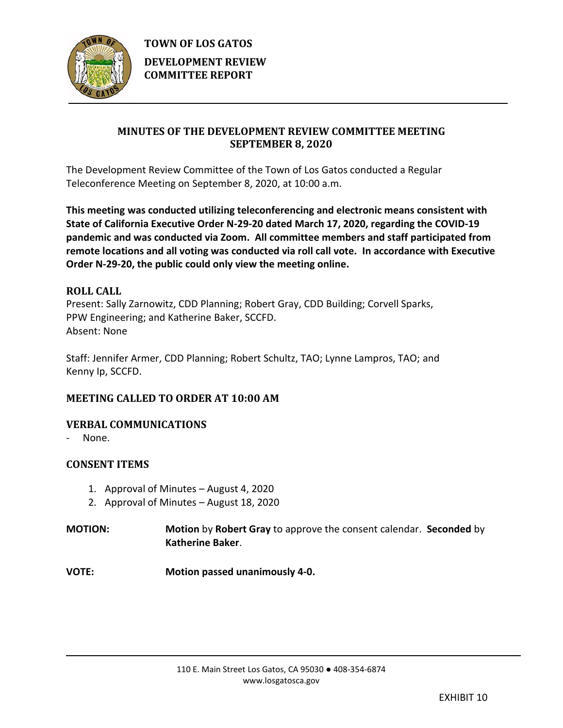**TOWN OF LOS GATOS**

**DEVELOPMENT REVIEW COMMITTEE REPORT**

## MINUTES OF THE DEVELOPMENT REVIEW COMMITTEE MEETING SEPTEMBER 8, 2020

The Development Review Committee of the Town of Los Gatos conducted a Regular Teleconference Meeting on September 8, 2020, at 10:00 a.m.

**This meeting was conducted utilizing teleconferencing and electronic means consistent with State of California Executive Order N-29-20 dated March 17, 2020, regarding the COVID-19 pandemic and was conducted via Zoom. All committee members and staff participated from remote locations and all voting was conducted via roll call vote. In accordance with Executive Order N-29-20, the public could only view the meeting online.**

### ROLL CALL

Present: Sally Zarnowitz, CDD Planning; Robert Gray, CDD Building; Corvell Sparks, PPW Engineering; and Katherine Baker, SCCFD.
Absent: None

Staff: Jennifer Armer, CDD Planning; Robert Schultz, TAO; Lynne Lampros, TAO; and Kenny Ip, SCCFD.

### MEETING CALLED TO ORDER AT 10:00 AM

### VERBAL COMMUNICATIONS

- None.

### CONSENT ITEMS

1. Approval of Minutes – August 4, 2020
2. Approval of Minutes – August 18, 2020

**MOTION:** **Motion** by **Robert Gray** to approve the consent calendar. **Seconded** by **Katherine Baker**.

**VOTE:** **Motion passed unanimously 4-0.**

110 E. Main Street Los Gatos, CA 95030 ● 408-354-6874
www.losgatosca.gov

EXHIBIT 10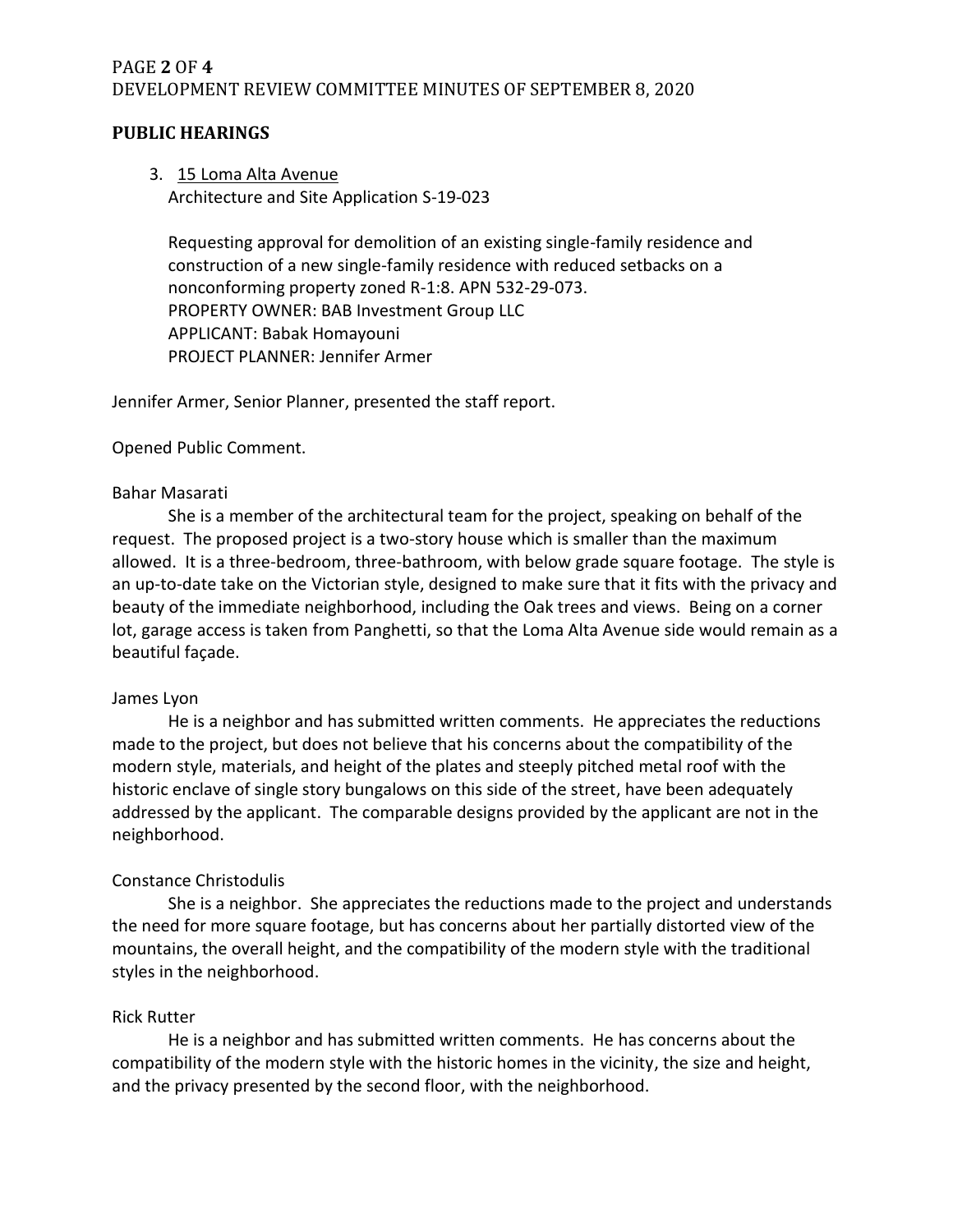## PUBLIC HEARINGS

3. 15 Loma Alta Avenue
   Architecture and Site Application S-19-023

   Requesting approval for demolition of an existing single-family residence and construction of a new single-family residence with reduced setbacks on a nonconforming property zoned R-1:8. APN 532-29-073.
   PROPERTY OWNER: BAB Investment Group LLC
   APPLICANT: Babak Homayouni
   PROJECT PLANNER: Jennifer Armer

Jennifer Armer, Senior Planner, presented the staff report.

Opened Public Comment.

Bahar Masarati

She is a member of the architectural team for the project, speaking on behalf of the request. The proposed project is a two-story house which is smaller than the maximum allowed. It is a three-bedroom, three-bathroom, with below grade square footage. The style is an up-to-date take on the Victorian style, designed to make sure that it fits with the privacy and beauty of the immediate neighborhood, including the Oak trees and views. Being on a corner lot, garage access is taken from Panghetti, so that the Loma Alta Avenue side would remain as a beautiful façade.

James Lyon

He is a neighbor and has submitted written comments. He appreciates the reductions made to the project, but does not believe that his concerns about the compatibility of the modern style, materials, and height of the plates and steeply pitched metal roof with the historic enclave of single story bungalows on this side of the street, have been adequately addressed by the applicant. The comparable designs provided by the applicant are not in the neighborhood.

Constance Christodulis

She is a neighbor. She appreciates the reductions made to the project and understands the need for more square footage, but has concerns about her partially distorted view of the mountains, the overall height, and the compatibility of the modern style with the traditional styles in the neighborhood.

Rick Rutter

He is a neighbor and has submitted written comments. He has concerns about the compatibility of the modern style with the historic homes in the vicinity, the size and height, and the privacy presented by the second floor, with the neighborhood.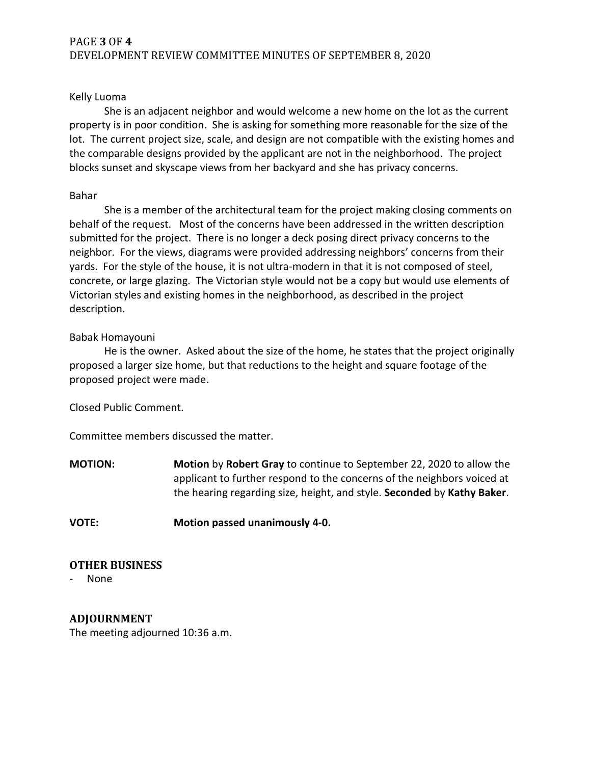Kelly Luoma

She is an adjacent neighbor and would welcome a new home on the lot as the current property is in poor condition. She is asking for something more reasonable for the size of the lot. The current project size, scale, and design are not compatible with the existing homes and the comparable designs provided by the applicant are not in the neighborhood. The project blocks sunset and skyscape views from her backyard and she has privacy concerns.

Bahar

She is a member of the architectural team for the project making closing comments on behalf of the request. Most of the concerns have been addressed in the written description submitted for the project. There is no longer a deck posing direct privacy concerns to the neighbor. For the views, diagrams were provided addressing neighbors' concerns from their yards. For the style of the house, it is not ultra-modern in that it is not composed of steel, concrete, or large glazing. The Victorian style would not be a copy but would use elements of Victorian styles and existing homes in the neighborhood, as described in the project description.

Babak Homayouni

He is the owner. Asked about the size of the home, he states that the project originally proposed a larger size home, but that reductions to the height and square footage of the proposed project were made.

Closed Public Comment.

Committee members discussed the matter.

**MOTION:** **Motion** by **Robert Gray** to continue to September 22, 2020 to allow the applicant to further respond to the concerns of the neighbors voiced at the hearing regarding size, height, and style. **Seconded** by **Kathy Baker**.

**VOTE:** **Motion passed unanimously 4-0.**

## OTHER BUSINESS

- None

## ADJOURNMENT

The meeting adjourned 10:36 a.m.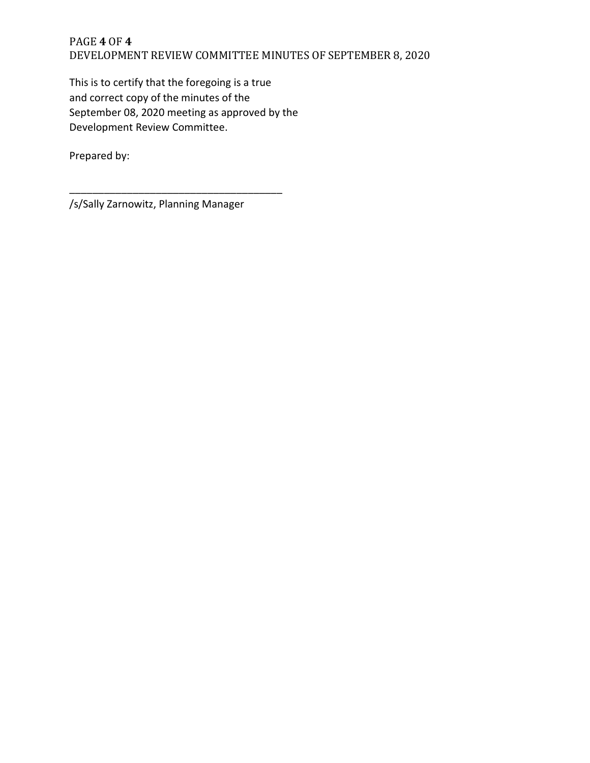This is to certify that the foregoing is a true and correct copy of the minutes of the September 08, 2020 meeting as approved by the Development Review Committee.

Prepared by:

_______________________________________

/s/Sally Zarnowitz, Planning Manager